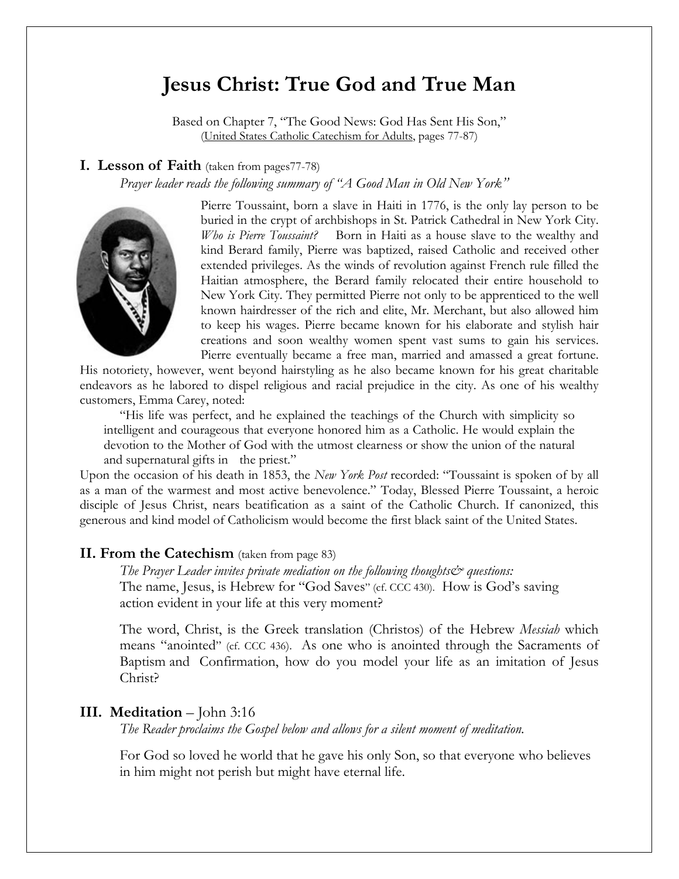# Jesus Christ: True God and True Man

Based on Chapter 7, "The Good News: God Has Sent His Son,"
(United States Catholic Catechism for Adults, pages 77-87)

## I. Lesson of Faith (taken from pages77-78)

*Prayer leader reads the following summary of "A Good Man in Old New York"*

Pierre Toussaint, born a slave in Haiti in 1776, is the only lay person to be buried in the crypt of archbishops in St. Patrick Cathedral in New York City. *Who is Pierre Toussaint?* Born in Haiti as a house slave to the wealthy and kind Berard family, Pierre was baptized, raised Catholic and received other extended privileges. As the winds of revolution against French rule filled the Haitian atmosphere, the Berard family relocated their entire household to New York City. They permitted Pierre not only to be apprenticed to the well known hairdresser of the rich and elite, Mr. Merchant, but also allowed him to keep his wages. Pierre became known for his elaborate and stylish hair creations and soon wealthy women spent vast sums to gain his services. Pierre eventually became a free man, married and amassed a great fortune. His notoriety, however, went beyond hairstyling as he also became known for his great charitable endeavors as he labored to dispel religious and racial prejudice in the city. As one of his wealthy customers, Emma Carey, noted:

> "His life was perfect, and he explained the teachings of the Church with simplicity so intelligent and courageous that everyone honored him as a Catholic. He would explain the devotion to the Mother of God with the utmost clearness or show the union of the natural and supernatural gifts in the priest."

Upon the occasion of his death in 1853, the *New York Post* recorded: "Toussaint is spoken of by all as a man of the warmest and most active benevolence." Today, Blessed Pierre Toussaint, a heroic disciple of Jesus Christ, nears beatification as a saint of the Catholic Church. If canonized, this generous and kind model of Catholicism would become the first black saint of the United States.

## II. From the Catechism (taken from page 83)

*The Prayer Leader invites private mediation on the following thoughts& questions:*

The name, Jesus, is Hebrew for "God Saves" (cf. CCC 430). How is God's saving action evident in your life at this very moment?

The word, Christ, is the Greek translation (Christos) of the Hebrew *Messiah* which means "anointed" (cf. CCC 436). As one who is anointed through the Sacraments of Baptism and Confirmation, how do you model your life as an imitation of Jesus Christ?

## III. Meditation – John 3:16

*The Reader proclaims the Gospel below and allows for a silent moment of meditation.*

For God so loved he world that he gave his only Son, so that everyone who believes in him might not perish but might have eternal life.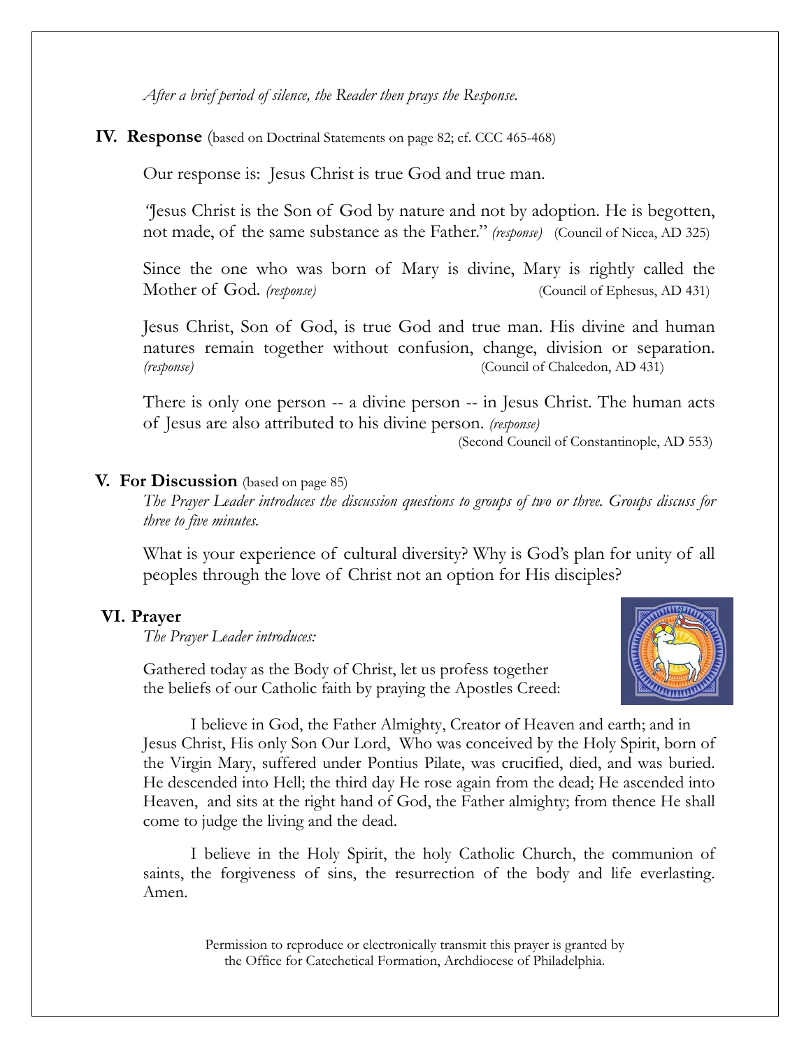*After a brief period of silence, the Reader then prays the Response.*

## IV. Response (based on Doctrinal Statements on page 82; cf. CCC 465-468)

Our response is: Jesus Christ is true God and true man.

"Jesus Christ is the Son of God by nature and not by adoption. He is begotten, not made, of the same substance as the Father." *(response)* (Council of Nicea, AD 325)

Since the one who was born of Mary is divine, Mary is rightly called the Mother of God. *(response)* (Council of Ephesus, AD 431)

Jesus Christ, Son of God, is true God and true man. His divine and human natures remain together without confusion, change, division or separation. *(response)* (Council of Chalcedon, AD 431)

There is only one person -- a divine person -- in Jesus Christ. The human acts of Jesus are also attributed to his divine person. *(response)* (Second Council of Constantinople, AD 553)

## V. For Discussion (based on page 85)

*The Prayer Leader introduces the discussion questions to groups of two or three. Groups discuss for three to five minutes.*

What is your experience of cultural diversity? Why is God's plan for unity of all peoples through the love of Christ not an option for His disciples?

## VI. Prayer

*The Prayer Leader introduces:*

Gathered today as the Body of Christ, let us profess together the beliefs of our Catholic faith by praying the Apostles Creed:

I believe in God, the Father Almighty, Creator of Heaven and earth; and in Jesus Christ, His only Son Our Lord, Who was conceived by the Holy Spirit, born of the Virgin Mary, suffered under Pontius Pilate, was crucified, died, and was buried. He descended into Hell; the third day He rose again from the dead; He ascended into Heaven, and sits at the right hand of God, the Father almighty; from thence He shall come to judge the living and the dead.

I believe in the Holy Spirit, the holy Catholic Church, the communion of saints, the forgiveness of sins, the resurrection of the body and life everlasting. Amen.

Permission to reproduce or electronically transmit this prayer is granted by the Office for Catechetical Formation, Archdiocese of Philadelphia.